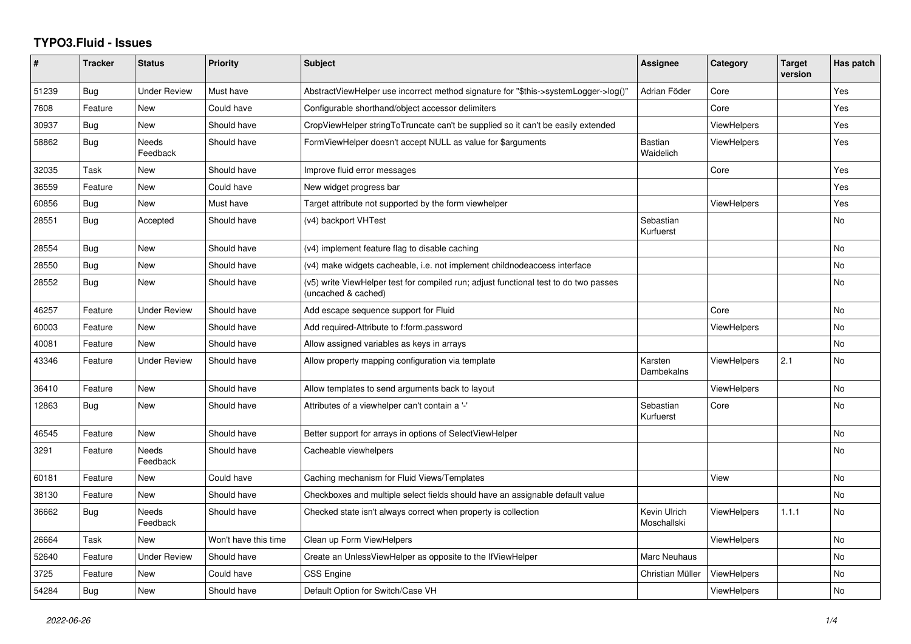# TYPO3.Fluid - Issues

| # | Tracker | Status | Priority | Subject | Assignee | Category | Target version | Has patch |
|---|---|---|---|---|---|---|---|---|
| 51239 | Bug | Under Review | Must have | AbstractViewHelper use incorrect method signature for "$this->systemLogger->log()" | Adrian Föder | Core | | Yes |
| 7608 | Feature | New | Could have | Configurable shorthand/object accessor delimiters | | Core | | Yes |
| 30937 | Bug | New | Should have | CropViewHelper stringToTruncate can't be supplied so it can't be easily extended | | ViewHelpers | | Yes |
| 58862 | Bug | Needs Feedback | Should have | FormViewHelper doesn't accept NULL as value for $arguments | Bastian Waidelich | ViewHelpers | | Yes |
| 32035 | Task | New | Should have | Improve fluid error messages | | Core | | Yes |
| 36559 | Feature | New | Could have | New widget progress bar | | | | Yes |
| 60856 | Bug | New | Must have | Target attribute not supported by the form viewhelper | | ViewHelpers | | Yes |
| 28551 | Bug | Accepted | Should have | (v4) backport VHTest | Sebastian Kurfuerst | | | No |
| 28554 | Bug | New | Should have | (v4) implement feature flag to disable caching | | | | No |
| 28550 | Bug | New | Should have | (v4) make widgets cacheable, i.e. not implement childnodeaccess interface | | | | No |
| 28552 | Bug | New | Should have | (v5) write ViewHelper test for compiled run; adjust functional test to do two passes (uncached & cached) | | | | No |
| 46257 | Feature | Under Review | Should have | Add escape sequence support for Fluid | | Core | | No |
| 60003 | Feature | New | Should have | Add required-Attribute to f:form.password | | ViewHelpers | | No |
| 40081 | Feature | New | Should have | Allow assigned variables as keys in arrays | | | | No |
| 43346 | Feature | Under Review | Should have | Allow property mapping configuration via template | Karsten Dambekalns | ViewHelpers | 2.1 | No |
| 36410 | Feature | New | Should have | Allow templates to send arguments back to layout | | ViewHelpers | | No |
| 12863 | Bug | New | Should have | Attributes of a viewhelper can't contain a '-' | Sebastian Kurfuerst | Core | | No |
| 46545 | Feature | New | Should have | Better support for arrays in options of SelectViewHelper | | | | No |
| 3291 | Feature | Needs Feedback | Should have | Cacheable viewhelpers | | | | No |
| 60181 | Feature | New | Could have | Caching mechanism for Fluid Views/Templates | | View | | No |
| 38130 | Feature | New | Should have | Checkboxes and multiple select fields should have an assignable default value | | | | No |
| 36662 | Bug | Needs Feedback | Should have | Checked state isn't always correct when property is collection | Kevin Ulrich Moschallski | ViewHelpers | 1.1.1 | No |
| 26664 | Task | New | Won't have this time | Clean up Form ViewHelpers | | ViewHelpers | | No |
| 52640 | Feature | Under Review | Should have | Create an UnlessViewHelper as opposite to the IfViewHelper | Marc Neuhaus | | | No |
| 3725 | Feature | New | Could have | CSS Engine | Christian Müller | ViewHelpers | | No |
| 54284 | Bug | New | Should have | Default Option for Switch/Case VH | | ViewHelpers | | No |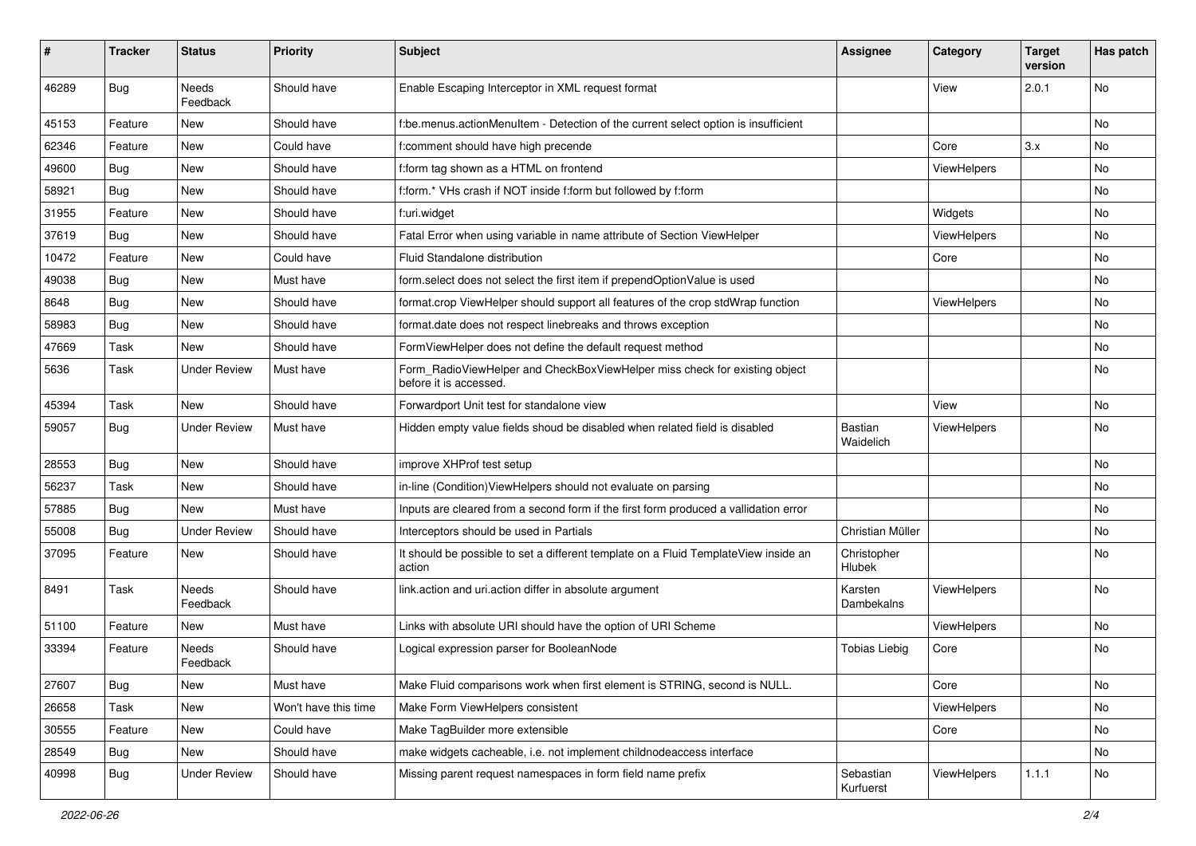| # | Tracker | Status | Priority | Subject | Assignee | Category | Target version | Has patch |
|---|---|---|---|---|---|---|---|---|
| 46289 | Bug | Needs Feedback | Should have | Enable Escaping Interceptor in XML request format | | View | 2.0.1 | No |
| 45153 | Feature | New | Should have | f:be.menus.actionMenuItem - Detection of the current select option is insufficient | | | | No |
| 62346 | Feature | New | Could have | f:comment should have high precende | | Core | 3.x | No |
| 49600 | Bug | New | Should have | f:form tag shown as a HTML on frontend | | ViewHelpers | | No |
| 58921 | Bug | New | Should have | f:form.* VHs crash if NOT inside f:form but followed by f:form | | | | No |
| 31955 | Feature | New | Should have | f:uri.widget | | Widgets | | No |
| 37619 | Bug | New | Should have | Fatal Error when using variable in name attribute of Section ViewHelper | | ViewHelpers | | No |
| 10472 | Feature | New | Could have | Fluid Standalone distribution | | Core | | No |
| 49038 | Bug | New | Must have | form.select does not select the first item if prependOptionValue is used | | | | No |
| 8648 | Bug | New | Should have | format.crop ViewHelper should support all features of the crop stdWrap function | | ViewHelpers | | No |
| 58983 | Bug | New | Should have | format.date does not respect linebreaks and throws exception | | | | No |
| 47669 | Task | New | Should have | FormViewHelper does not define the default request method | | | | No |
| 5636 | Task | Under Review | Must have | Form_RadioViewHelper and CheckBoxViewHelper miss check for existing object before it is accessed. | | | | No |
| 45394 | Task | New | Should have | Forwardport Unit test for standalone view | | View | | No |
| 59057 | Bug | Under Review | Must have | Hidden empty value fields shoud be disabled when related field is disabled | Bastian Waidelich | ViewHelpers | | No |
| 28553 | Bug | New | Should have | improve XHProf test setup | | | | No |
| 56237 | Task | New | Should have | in-line (Condition)ViewHelpers should not evaluate on parsing | | | | No |
| 57885 | Bug | New | Must have | Inputs are cleared from a second form if the first form produced a vallidation error | | | | No |
| 55008 | Bug | Under Review | Should have | Interceptors should be used in Partials | Christian Müller | | | No |
| 37095 | Feature | New | Should have | It should be possible to set a different template on a Fluid TemplateView inside an action | Christopher Hlubek | | | No |
| 8491 | Task | Needs Feedback | Should have | link.action and uri.action differ in absolute argument | Karsten Dambekalns | ViewHelpers | | No |
| 51100 | Feature | New | Must have | Links with absolute URI should have the option of URI Scheme | | ViewHelpers | | No |
| 33394 | Feature | Needs Feedback | Should have | Logical expression parser for BooleanNode | Tobias Liebig | Core | | No |
| 27607 | Bug | New | Must have | Make Fluid comparisons work when first element is STRING, second is NULL. | | Core | | No |
| 26658 | Task | New | Won't have this time | Make Form ViewHelpers consistent | | ViewHelpers | | No |
| 30555 | Feature | New | Could have | Make TagBuilder more extensible | | Core | | No |
| 28549 | Bug | New | Should have | make widgets cacheable, i.e. not implement childnodeaccess interface | | | | No |
| 40998 | Bug | Under Review | Should have | Missing parent request namespaces in form field name prefix | Sebastian Kurfuerst | ViewHelpers | 1.1.1 | No |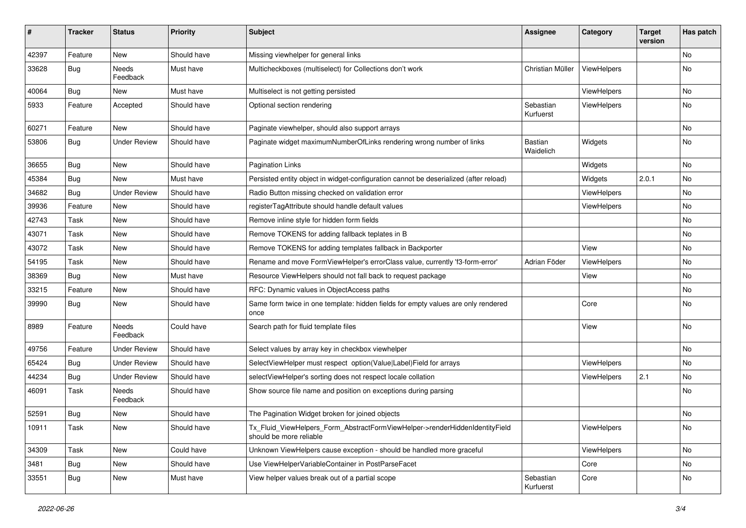| # | Tracker | Status | Priority | Subject | Assignee | Category | Target version | Has patch |
|---|---|---|---|---|---|---|---|---|
| 42397 | Feature | New | Should have | Missing viewhelper for general links | | | | No |
| 33628 | Bug | Needs Feedback | Must have | Multicheckboxes (multiselect) for Collections don't work | Christian Müller | ViewHelpers | | No |
| 40064 | Bug | New | Must have | Multiselect is not getting persisted | | ViewHelpers | | No |
| 5933 | Feature | Accepted | Should have | Optional section rendering | Sebastian Kurfuerst | ViewHelpers | | No |
| 60271 | Feature | New | Should have | Paginate viewhelper, should also support arrays | | | | No |
| 53806 | Bug | Under Review | Should have | Paginate widget maximumNumberOfLinks rendering wrong number of links | Bastian Waidelich | Widgets | | No |
| 36655 | Bug | New | Should have | Pagination Links | | Widgets | | No |
| 45384 | Bug | New | Must have | Persisted entity object in widget-configuration cannot be deserialized (after reload) | | Widgets | 2.0.1 | No |
| 34682 | Bug | Under Review | Should have | Radio Button missing checked on validation error | | ViewHelpers | | No |
| 39936 | Feature | New | Should have | registerTagAttribute should handle default values | | ViewHelpers | | No |
| 42743 | Task | New | Should have | Remove inline style for hidden form fields | | | | No |
| 43071 | Task | New | Should have | Remove TOKENS for adding fallback teplates in B | | | | No |
| 43072 | Task | New | Should have | Remove TOKENS for adding templates fallback in Backporter | | View | | No |
| 54195 | Task | New | Should have | Rename and move FormViewHelper's errorClass value, currently 'f3-form-error' | Adrian Föder | ViewHelpers | | No |
| 38369 | Bug | New | Must have | Resource ViewHelpers should not fall back to request package | | View | | No |
| 33215 | Feature | New | Should have | RFC: Dynamic values in ObjectAccess paths | | | | No |
| 39990 | Bug | New | Should have | Same form twice in one template: hidden fields for empty values are only rendered once | | Core | | No |
| 8989 | Feature | Needs Feedback | Could have | Search path for fluid template files | | View | | No |
| 49756 | Feature | Under Review | Should have | Select values by array key in checkbox viewhelper | | | | No |
| 65424 | Bug | Under Review | Should have | SelectViewHelper must respect option(Value\|Label)Field for arrays | | ViewHelpers | | No |
| 44234 | Bug | Under Review | Should have | selectViewHelper's sorting does not respect locale collation | | ViewHelpers | 2.1 | No |
| 46091 | Task | Needs Feedback | Should have | Show source file name and position on exceptions during parsing | | | | No |
| 52591 | Bug | New | Should have | The Pagination Widget broken for joined objects | | | | No |
| 10911 | Task | New | Should have | Tx_Fluid_ViewHelpers_Form_AbstractFormViewHelper->renderHiddenIdentityField should be more reliable | | ViewHelpers | | No |
| 34309 | Task | New | Could have | Unknown ViewHelpers cause exception - should be handled more graceful | | ViewHelpers | | No |
| 3481 | Bug | New | Should have | Use ViewHelperVariableContainer in PostParseFacet | | Core | | No |
| 33551 | Bug | New | Must have | View helper values break out of a partial scope | Sebastian Kurfuerst | Core | | No |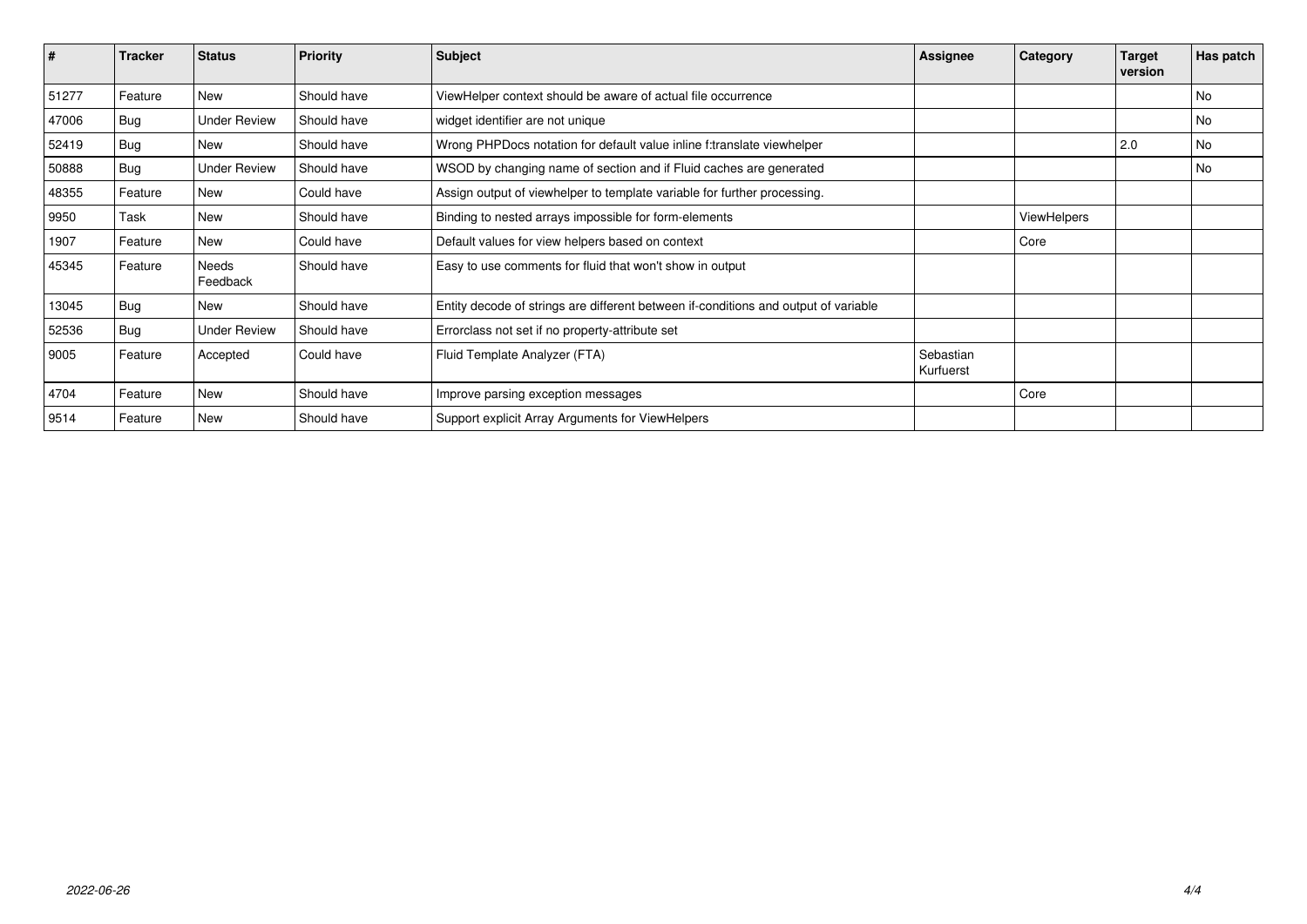| # | Tracker | Status | Priority | Subject | Assignee | Category | Target version | Has patch |
|---|---|---|---|---|---|---|---|---|
| 51277 | Feature | New | Should have | ViewHelper context should be aware of actual file occurrence | | | | No |
| 47006 | Bug | Under Review | Should have | widget identifier are not unique | | | | No |
| 52419 | Bug | New | Should have | Wrong PHPDocs notation for default value inline f:translate viewhelper | | | 2.0 | No |
| 50888 | Bug | Under Review | Should have | WSOD by changing name of section and if Fluid caches are generated | | | | No |
| 48355 | Feature | New | Could have | Assign output of viewhelper to template variable for further processing. | | | | |
| 9950 | Task | New | Should have | Binding to nested arrays impossible for form-elements | | ViewHelpers | | |
| 1907 | Feature | New | Could have | Default values for view helpers based on context | | Core | | |
| 45345 | Feature | Needs Feedback | Should have | Easy to use comments for fluid that won't show in output | | | | |
| 13045 | Bug | New | Should have | Entity decode of strings are different between if-conditions and output of variable | | | | |
| 52536 | Bug | Under Review | Should have | Errorclass not set if no property-attribute set | | | | |
| 9005 | Feature | Accepted | Could have | Fluid Template Analyzer (FTA) | Sebastian Kurfuerst | | | |
| 4704 | Feature | New | Should have | Improve parsing exception messages | | Core | | |
| 9514 | Feature | New | Should have | Support explicit Array Arguments for ViewHelpers | | | | |

2022-06-26